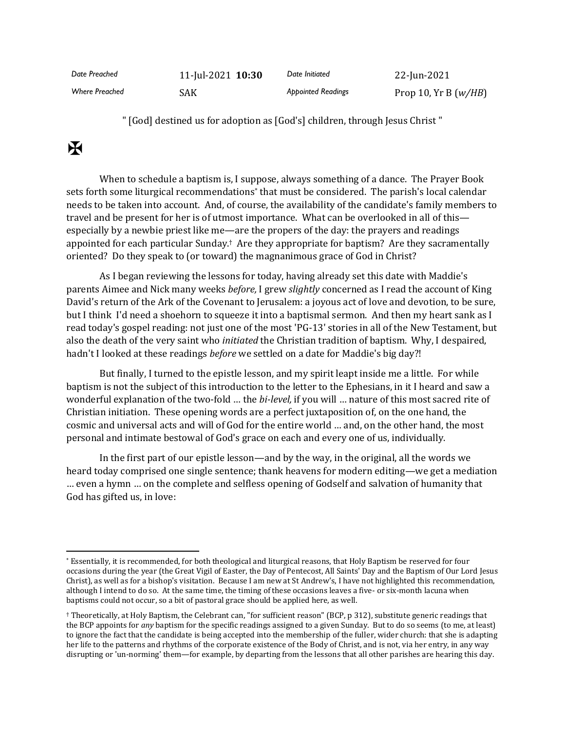| Date Preached | 11-Jul-2021 **10:30** | Date Initiated | 22-Jun-2021 |
|---|---|---|---|
| Where Preached | SAK | Appointed Readings | Prop 10, Yr B (*w/HB*) |

" [God] destined us for adoption as [God's] children, through Jesus Christ "

✠

When to schedule a baptism is, I suppose, always something of a dance. The Prayer Book sets forth some liturgical recommendations[*] that must be considered. The parish's local calendar needs to be taken into account. And, of course, the availability of the candidate's family members to travel and be present for her is of utmost importance. What can be overlooked in all of this—especially by a newbie priest like me—are the propers of the day: the prayers and readings appointed for each particular Sunday.[†] Are they appropriate for baptism? Are they sacramentally oriented? Do they speak to (or toward) the magnanimous grace of God in Christ?

As I began reviewing the lessons for today, having already set this date with Maddie's parents Aimee and Nick many weeks *before,* I grew *slightly* concerned as I read the account of King David's return of the Ark of the Covenant to Jerusalem: a joyous act of love and devotion, to be sure, but I think I'd need a shoehorn to squeeze it into a baptismal sermon. And then my heart sank as I read today's gospel reading: not just one of the most 'PG-13' stories in all of the New Testament, but also the death of the very saint who *initiated* the Christian tradition of baptism. Why, I despaired, hadn't I looked at these readings *before* we settled on a date for Maddie's big day?!

But finally, I turned to the epistle lesson, and my spirit leapt inside me a little. For while baptism is not the subject of this introduction to the letter to the Ephesians, in it I heard and saw a wonderful explanation of the two-fold … the *bi-level,* if you will … nature of this most sacred rite of Christian initiation. These opening words are a perfect juxtaposition of, on the one hand, the cosmic and universal acts and will of God for the entire world … and, on the other hand, the most personal and intimate bestowal of God's grace on each and every one of us, individually.

In the first part of our epistle lesson—and by the way, in the original, all the words we heard today comprised one single sentence; thank heavens for modern editing—we get a mediation … even a hymn … on the complete and selfless opening of Godself and salvation of humanity that God has gifted us, in love:

---

[*] Essentially, it is recommended, for both theological and liturgical reasons, that Holy Baptism be reserved for four occasions during the year (the Great Vigil of Easter, the Day of Pentecost, All Saints' Day and the Baptism of Our Lord Jesus Christ), as well as for a bishop's visitation. Because I am new at St Andrew's, I have not highlighted this recommendation, although I intend to do so. At the same time, the timing of these occasions leaves a five- or six-month lacuna when baptisms could not occur, so a bit of pastoral grace should be applied here, as well.

[†] Theoretically, at Holy Baptism, the Celebrant can, "for sufficient reason" (BCP, p 312), substitute generic readings that the BCP appoints for *any* baptism for the specific readings assigned to a given Sunday. But to do so seems (to me, at least) to ignore the fact that the candidate is being accepted into the membership of the fuller, wider church: that she is adapting her life to the patterns and rhythms of the corporate existence of the Body of Christ, and is not, via her entry, in any way disrupting or 'un-norming' them—for example, by departing from the lessons that all other parishes are hearing this day.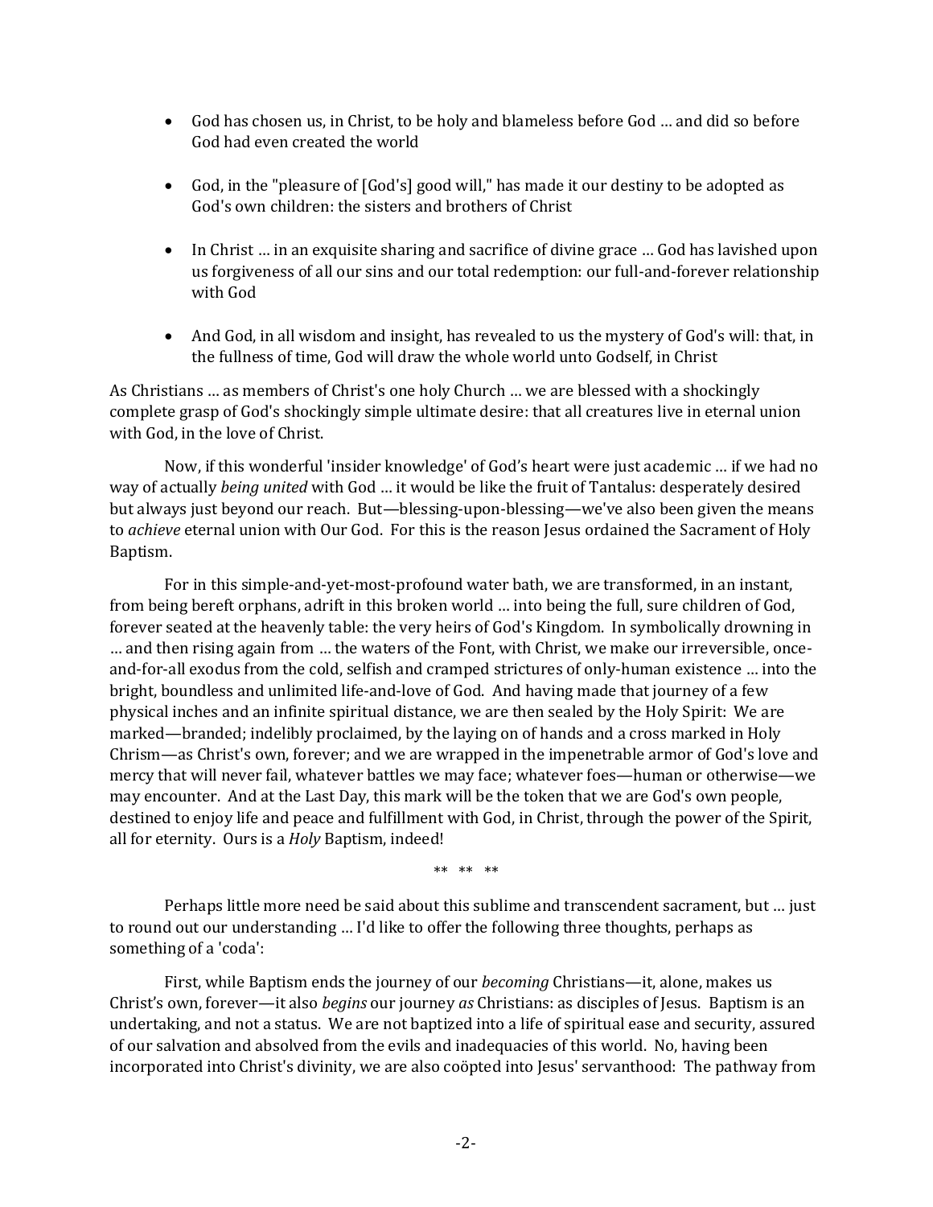- God has chosen us, in Christ, to be holy and blameless before God … and did so before God had even created the world

- God, in the "pleasure of [God's] good will," has made it our destiny to be adopted as God's own children: the sisters and brothers of Christ

- In Christ … in an exquisite sharing and sacrifice of divine grace … God has lavished upon us forgiveness of all our sins and our total redemption: our full-and-forever relationship with God

- And God, in all wisdom and insight, has revealed to us the mystery of God's will: that, in the fullness of time, God will draw the whole world unto Godself, in Christ

As Christians … as members of Christ's one holy Church … we are blessed with a shockingly complete grasp of God's shockingly simple ultimate desire: that all creatures live in eternal union with God, in the love of Christ.

Now, if this wonderful 'insider knowledge' of God's heart were just academic … if we had no way of actually *being united* with God … it would be like the fruit of Tantalus: desperately desired but always just beyond our reach. But—blessing-upon-blessing—we've also been given the means to *achieve* eternal union with Our God. For this is the reason Jesus ordained the Sacrament of Holy Baptism.

For in this simple-and-yet-most-profound water bath, we are transformed, in an instant, from being bereft orphans, adrift in this broken world … into being the full, sure children of God, forever seated at the heavenly table: the very heirs of God's Kingdom. In symbolically drowning in … and then rising again from … the waters of the Font, with Christ, we make our irreversible, once-and-for-all exodus from the cold, selfish and cramped strictures of only-human existence … into the bright, boundless and unlimited life-and-love of God. And having made that journey of a few physical inches and an infinite spiritual distance, we are then sealed by the Holy Spirit: We are marked—branded; indelibly proclaimed, by the laying on of hands and a cross marked in Holy Chrism—as Christ's own, forever; and we are wrapped in the impenetrable armor of God's love and mercy that will never fail, whatever battles we may face; whatever foes—human or otherwise—we may encounter. And at the Last Day, this mark will be the token that we are God's own people, destined to enjoy life and peace and fulfillment with God, in Christ, through the power of the Spirit, all for eternity. Ours is a *Holy* Baptism, indeed!

** ** **

Perhaps little more need be said about this sublime and transcendent sacrament, but … just to round out our understanding … I'd like to offer the following three thoughts, perhaps as something of a 'coda':

First, while Baptism ends the journey of our *becoming* Christians—it, alone, makes us Christ's own, forever—it also *begins* our journey *as* Christians: as disciples of Jesus. Baptism is an undertaking, and not a status. We are not baptized into a life of spiritual ease and security, assured of our salvation and absolved from the evils and inadequacies of this world. No, having been incorporated into Christ's divinity, we are also coöpted into Jesus' servanthood: The pathway from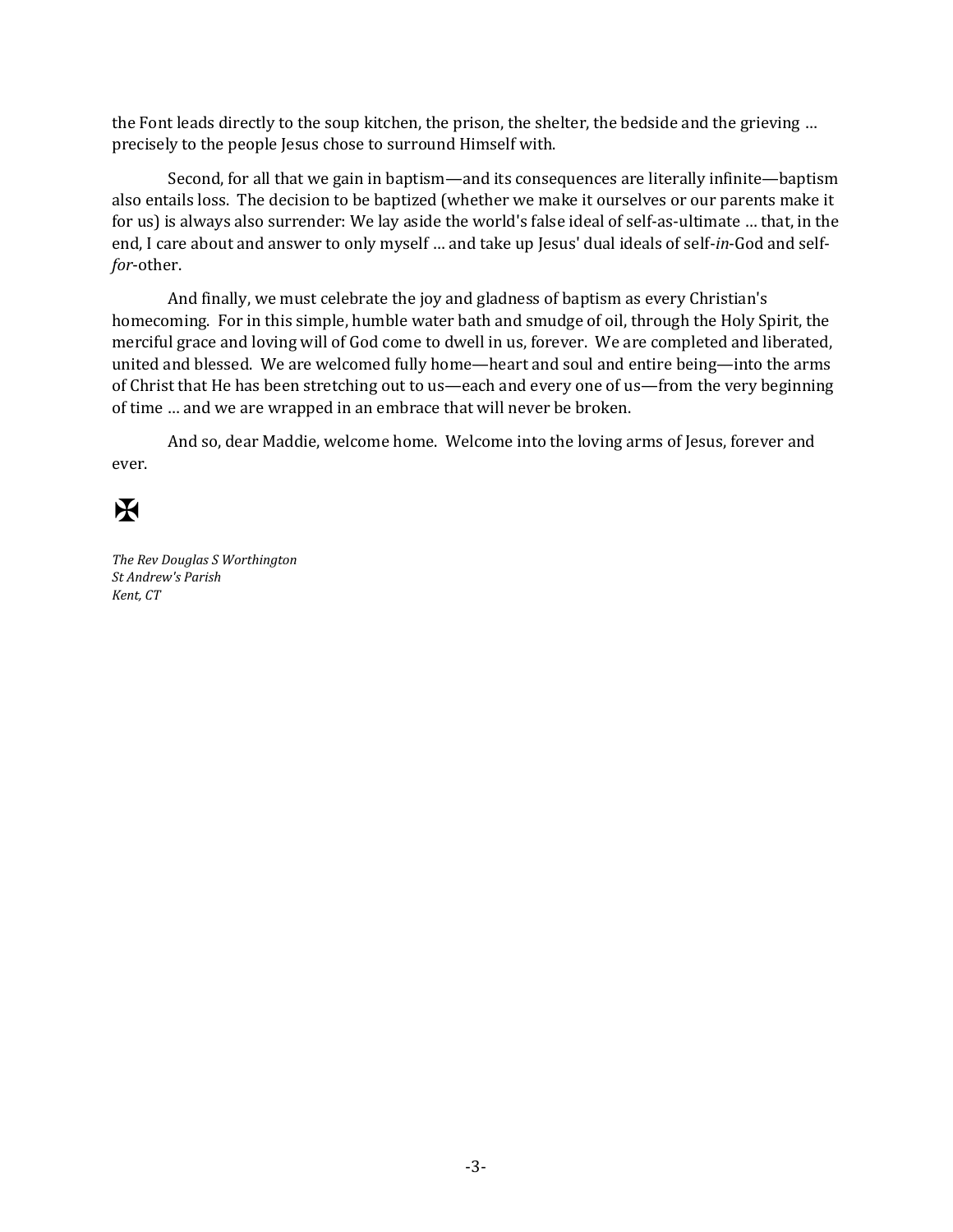the Font leads directly to the soup kitchen, the prison, the shelter, the bedside and the grieving … precisely to the people Jesus chose to surround Himself with.

Second, for all that we gain in baptism—and its consequences are literally infinite—baptism also entails loss. The decision to be baptized (whether we make it ourselves or our parents make it for us) is always also surrender: We lay aside the world's false ideal of self-as-ultimate … that, in the end, I care about and answer to only myself … and take up Jesus' dual ideals of self-*in*-God and self-*for*-other.

And finally, we must celebrate the joy and gladness of baptism as every Christian's homecoming. For in this simple, humble water bath and smudge of oil, through the Holy Spirit, the merciful grace and loving will of God come to dwell in us, forever. We are completed and liberated, united and blessed. We are welcomed fully home—heart and soul and entire being—into the arms of Christ that He has been stretching out to us—each and every one of us—from the very beginning of time … and we are wrapped in an embrace that will never be broken.

And so, dear Maddie, welcome home. Welcome into the loving arms of Jesus, forever and ever.

✠

*The Rev Douglas S Worthington*
*St Andrew's Parish*
*Kent, CT*